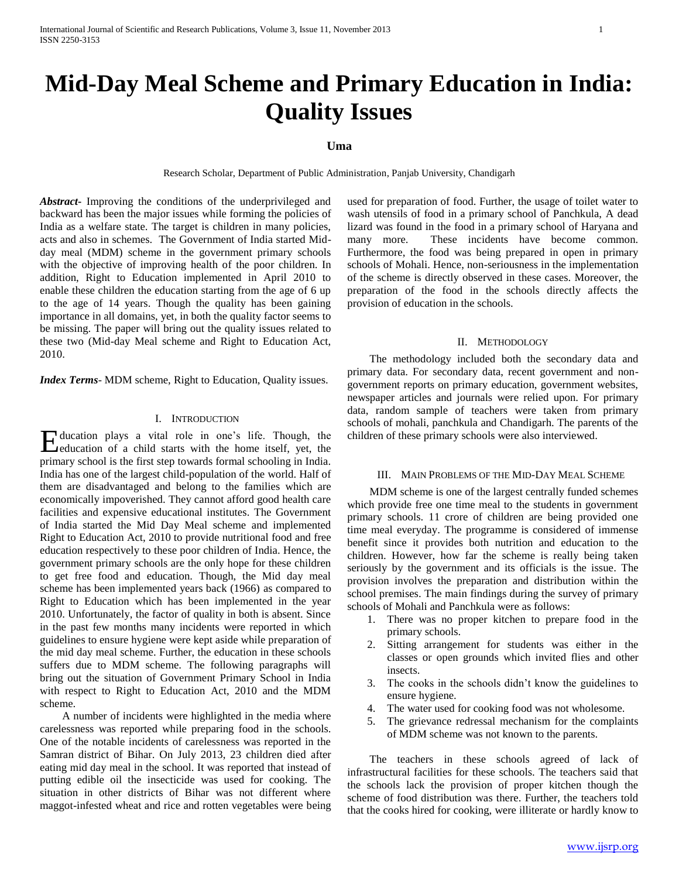# Mid-Day Meal Scheme and Primary Education in India: Quality Issues

**Uma**

Research Scholar, Department of Public Administration, Panjab University, Chandigarh

***Abstract***- Improving the conditions of the underprivileged and backward has been the major issues while forming the policies of India as a welfare state. The target is children in many policies, acts and also in schemes. The Government of India started Mid-day meal (MDM) scheme in the government primary schools with the objective of improving health of the poor children. In addition, Right to Education implemented in April 2010 to enable these children the education starting from the age of 6 up to the age of 14 years. Though the quality has been gaining importance in all domains, yet, in both the quality factor seems to be missing. The paper will bring out the quality issues related to these two (Mid-day Meal scheme and Right to Education Act, 2010.

***Index Terms***- MDM scheme, Right to Education, Quality issues.

## I. Introduction

Education plays a vital role in one's life. Though, the education of a child starts with the home itself, yet, the primary school is the first step towards formal schooling in India. India has one of the largest child-population of the world. Half of them are disadvantaged and belong to the families which are economically impoverished. They cannot afford good health care facilities and expensive educational institutes. The Government of India started the Mid Day Meal scheme and implemented Right to Education Act, 2010 to provide nutritional food and free education respectively to these poor children of India. Hence, the government primary schools are the only hope for these children to get free food and education. Though, the Mid day meal scheme has been implemented years back (1966) as compared to Right to Education which has been implemented in the year 2010. Unfortunately, the factor of quality in both is absent. Since in the past few months many incidents were reported in which guidelines to ensure hygiene were kept aside while preparation of the mid day meal scheme. Further, the education in these schools suffers due to MDM scheme. The following paragraphs will bring out the situation of Government Primary School in India with respect to Right to Education Act, 2010 and the MDM scheme.

A number of incidents were highlighted in the media where carelessness was reported while preparing food in the schools. One of the notable incidents of carelessness was reported in the Samran district of Bihar. On July 2013, 23 children died after eating mid day meal in the school. It was reported that instead of putting edible oil the insecticide was used for cooking. The situation in other districts of Bihar was not different where maggot-infested wheat and rice and rotten vegetables were being used for preparation of food. Further, the usage of toilet water to wash utensils of food in a primary school of Panchkula, A dead lizard was found in the food in a primary school of Haryana and many more. These incidents have become common. Furthermore, the food was being prepared in open in primary schools of Mohali. Hence, non-seriousness in the implementation of the scheme is directly observed in these cases. Moreover, the preparation of the food in the schools directly affects the provision of education in the schools.

## II. Methodology

The methodology included both the secondary data and primary data. For secondary data, recent government and non-government reports on primary education, government websites, newspaper articles and journals were relied upon. For primary data, random sample of teachers were taken from primary schools of mohali, panchkula and Chandigarh. The parents of the children of these primary schools were also interviewed.

## III. Main Problems of the Mid-Day Meal Scheme

MDM scheme is one of the largest centrally funded schemes which provide free one time meal to the students in government primary schools. 11 crore of children are being provided one time meal everyday. The programme is considered of immense benefit since it provides both nutrition and education to the children. However, how far the scheme is really being taken seriously by the government and its officials is the issue. The provision involves the preparation and distribution within the school premises. The main findings during the survey of primary schools of Mohali and Panchkula were as follows:

1. There was no proper kitchen to prepare food in the primary schools.
2. Sitting arrangement for students was either in the classes or open grounds which invited flies and other insects.
3. The cooks in the schools didn't know the guidelines to ensure hygiene.
4. The water used for cooking food was not wholesome.
5. The grievance redressal mechanism for the complaints of MDM scheme was not known to the parents.

The teachers in these schools agreed of lack of infrastructural facilities for these schools. The teachers said that the schools lack the provision of proper kitchen though the scheme of food distribution was there. Further, the teachers told that the cooks hired for cooking, were illiterate or hardly know to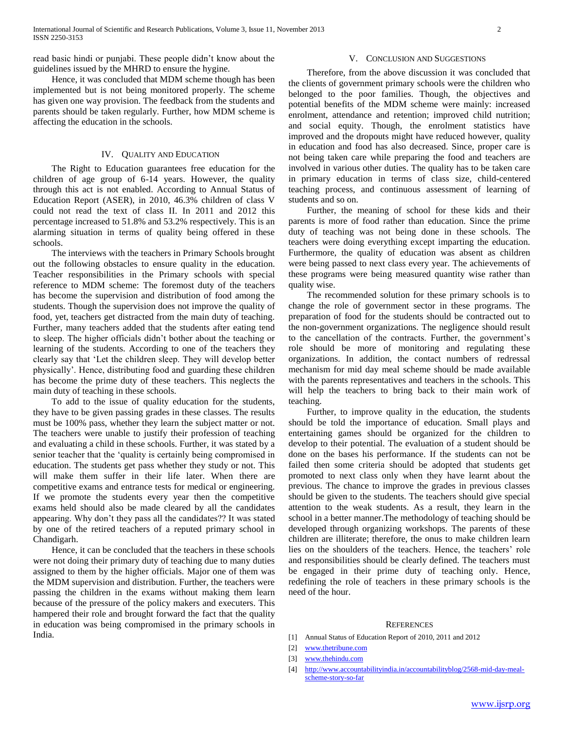read basic hindi or punjabi. These people didn't know about the guidelines issued by the MHRD to ensure the hygine.

Hence, it was concluded that MDM scheme though has been implemented but is not being monitored properly. The scheme has given one way provision. The feedback from the students and parents should be taken regularly. Further, how MDM scheme is affecting the education in the schools.

## IV. Quality and Education

The Right to Education guarantees free education for the children of age group of 6-14 years. However, the quality through this act is not enabled. According to Annual Status of Education Report (ASER), in 2010, 46.3% children of class V could not read the text of class II. In 2011 and 2012 this percentage increased to 51.8% and 53.2% respectively. This is an alarming situation in terms of quality being offered in these schools.

The interviews with the teachers in Primary Schools brought out the following obstacles to ensure quality in the education. Teacher responsibilities in the Primary schools with special reference to MDM scheme: The foremost duty of the teachers has become the supervision and distribution of food among the students. Though the supervision does not improve the quality of food, yet, teachers get distracted from the main duty of teaching. Further, many teachers added that the students after eating tend to sleep. The higher officials didn't bother about the teaching or learning of the students. According to one of the teachers they clearly say that 'Let the children sleep. They will develop better physically'. Hence, distributing food and guarding these children has become the prime duty of these teachers. This neglects the main duty of teaching in these schools.

To add to the issue of quality education for the students, they have to be given passing grades in these classes. The results must be 100% pass, whether they learn the subject matter or not. The teachers were unable to justify their profession of teaching and evaluating a child in these schools. Further, it was stated by a senior teacher that the 'quality is certainly being compromised in education. The students get pass whether they study or not. This will make them suffer in their life later. When there are competitive exams and entrance tests for medical or engineering. If we promote the students every year then the competitive exams held should also be made cleared by all the candidates appearing. Why don't they pass all the candidates?? It was stated by one of the retired teachers of a reputed primary school in Chandigarh.

Hence, it can be concluded that the teachers in these schools were not doing their primary duty of teaching due to many duties assigned to them by the higher officials. Major one of them was the MDM supervision and distribution. Further, the teachers were passing the children in the exams without making them learn because of the pressure of the policy makers and executers. This hampered their role and brought forward the fact that the quality in education was being compromised in the primary schools in India.

## V. Conclusion and Suggestions

Therefore, from the above discussion it was concluded that the clients of government primary schools were the children who belonged to the poor families. Though, the objectives and potential benefits of the MDM scheme were mainly: increased enrolment, attendance and retention; improved child nutrition; and social equity. Though, the enrolment statistics have improved and the dropouts might have reduced however, quality in education and food has also decreased. Since, proper care is not being taken care while preparing the food and teachers are involved in various other duties. The quality has to be taken care in primary education in terms of class size, child-centered teaching process, and continuous assessment of learning of students and so on.

Further, the meaning of school for these kids and their parents is more of food rather than education. Since the prime duty of teaching was not being done in these schools. The teachers were doing everything except imparting the education. Furthermore, the quality of education was absent as children were being passed to next class every year. The achievements of these programs were being measured quantity wise rather than quality wise.

The recommended solution for these primary schools is to change the role of government sector in these programs. The preparation of food for the students should be contracted out to the non-government organizations. The negligence should result to the cancellation of the contracts. Further, the government's role should be more of monitoring and regulating these organizations. In addition, the contact numbers of redressal mechanism for mid day meal scheme should be made available with the parents representatives and teachers in the schools. This will help the teachers to bring back to their main work of teaching.

Further, to improve quality in the education, the students should be told the importance of education. Small plays and entertaining games should be organized for the children to develop to their potential. The evaluation of a student should be done on the bases his performance. If the students can not be failed then some criteria should be adopted that students get promoted to next class only when they have learnt about the previous. The chance to improve the grades in previous classes should be given to the students. The teachers should give special attention to the weak students. As a result, they learn in the school in a better manner.The methodology of teaching should be developed through organizing workshops. The parents of these children are illiterate; therefore, the onus to make children learn lies on the shoulders of the teachers. Hence, the teachers' role and responsibilities should be clearly defined. The teachers must be engaged in their prime duty of teaching only. Hence, redefining the role of teachers in these primary schools is the need of the hour.

## References

[1] Annual Status of Education Report of 2010, 2011 and 2012

[2] www.thetribune.com

[3] www.thehindu.com

[4] http://www.accountabilityindia.in/accountabilityblog/2568-mid-day-meal-scheme-story-so-far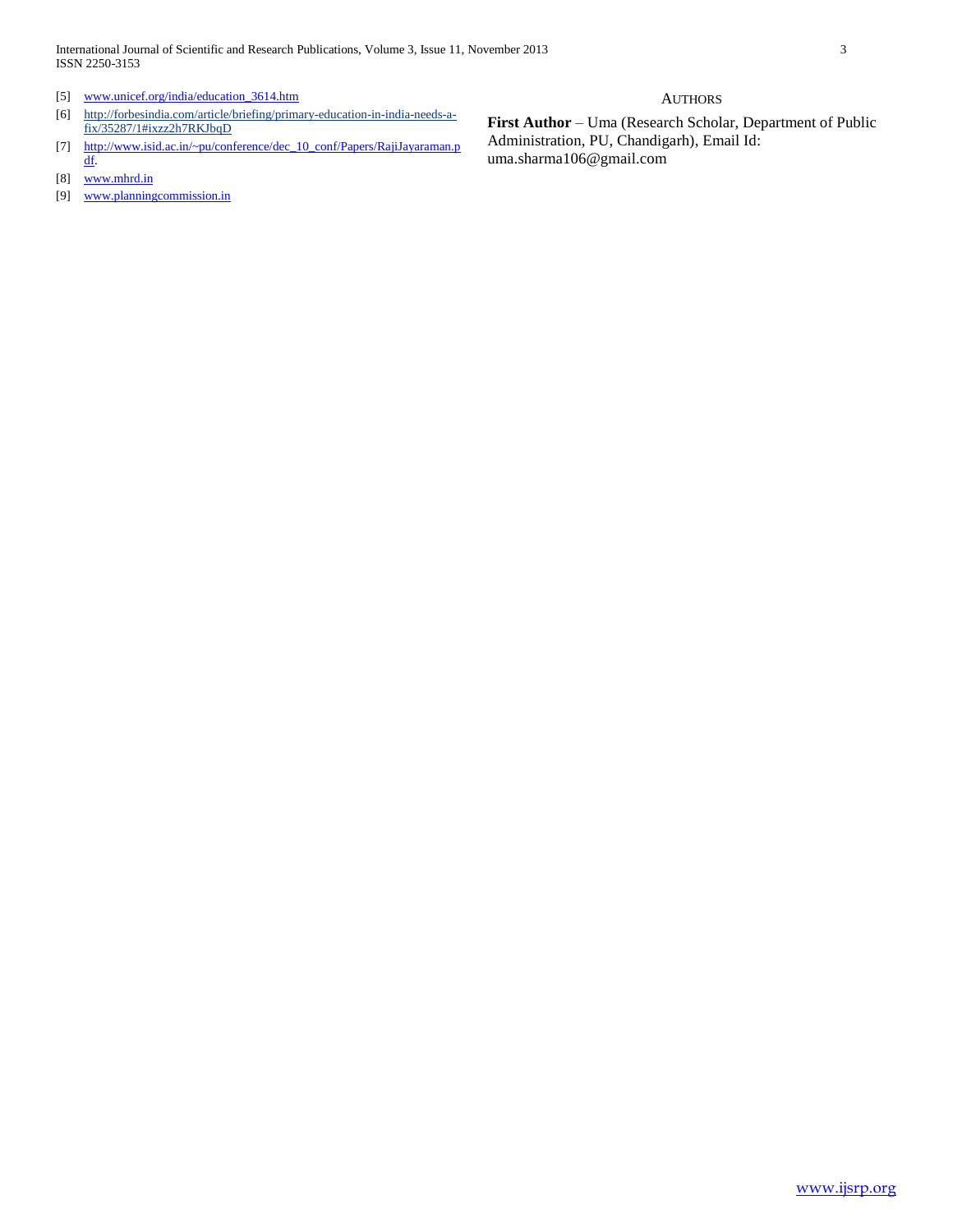[5] www.unicef.org/india/education_3614.htm

[6] http://forbesindia.com/article/briefing/primary-education-in-india-needs-a-fix/35287/1#ixzz2h7RKJbqD

[7] http://www.isid.ac.in/~pu/conference/dec_10_conf/Papers/RajiJayaraman.pdf.

[8] www.mhrd.in

[9] www.planningcommission.in

## Authors

**First Author** – Uma (Research Scholar, Department of Public Administration, PU, Chandigarh), Email Id: uma.sharma106@gmail.com